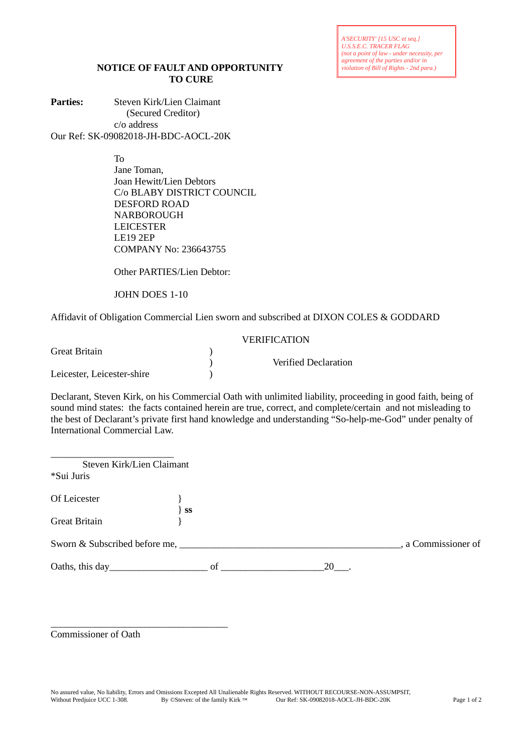*A'SECURITY' [15 USC et seq.]*
*U.S.S.E.C. TRACER FLAG*
*(not a point of law - under necessity, per agreement of the parties and/or in violation of Bill of Rights - 2nd para.)*

## NOTICE OF FAULT AND OPPORTUNITY TO CURE

**Parties:** Steven Kirk/Lien Claimant
(Secured Creditor)
c/o address

Our Ref: SK-09082018-JH-BDC-AOCL-20K

To
Jane Toman,
Joan Hewitt/Lien Debtors
C/o BLABY DISTRICT COUNCIL
DESFORD ROAD
NARBOROUGH
LEICESTER
LE19 2EP
COMPANY No: 236643755

Other PARTIES/Lien Debtor:

JOHN DOES 1-10

Affidavit of Obligation Commercial Lien sworn and subscribed at DIXON COLES & GODDARD

VERIFICATION

Great Britain )
) Verified Declaration
Leicester, Leicester-shire )

Declarant, Steven Kirk, on his Commercial Oath with unlimited liability, proceeding in good faith, being of sound mind states: the facts contained herein are true, correct, and complete/certain and not misleading to the best of Declarant's private first hand knowledge and understanding "So-help-me-God" under penalty of International Commercial Law.

_________________________
Steven Kirk/Lien Claimant
*Sui Juris

Of Leicester }
} **ss**
Great Britain }

Sworn & Subscribed before me, ______________________________________________, a Commissioner of

Oaths, this day___________________ of ___________________20___.

_____________________________________
Commissioner of Oath

No assured value, No liability, Errors and Omissions Excepted All Unalienable Rights Reserved. WITHOUT RECOURSE-NON-ASSUMPSIT, Without Predjuice UCC 1-308. By ©Steven: of the family Kirk ™ Our Ref: SK-09082018-AOCL-JH-BDC-20K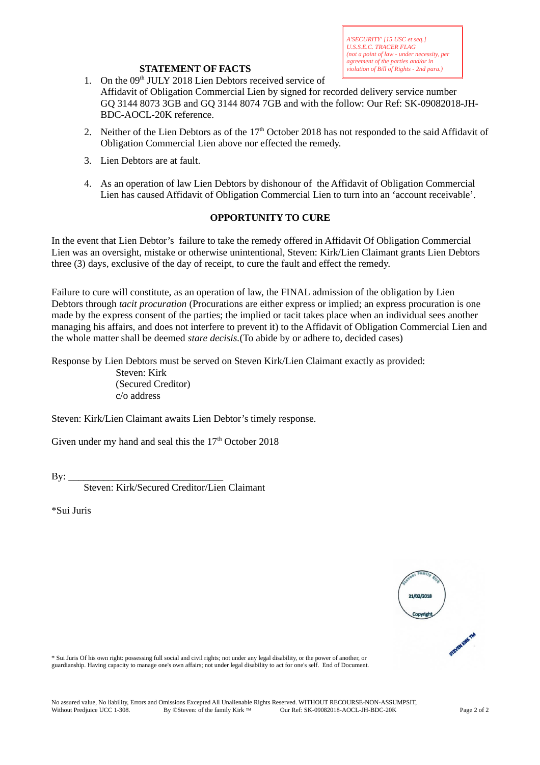*A'SECURITY' [15 USC et seq.]*
*U.S.S.E.C. TRACER FLAG*
*(not a point of law - under necessity, per agreement of the parties and/or in violation of Bill of Rights - 2nd para.)*

## STATEMENT OF FACTS

1. On the 09th JULY 2018 Lien Debtors received service of Affidavit of Obligation Commercial Lien by signed for recorded delivery service number GQ 3144 8073 3GB and GQ 3144 8074 7GB and with the follow: Our Ref: SK-09082018-JH-BDC-AOCL-20K reference.
2. Neither of the Lien Debtors as of the 17th October 2018 has not responded to the said Affidavit of Obligation Commercial Lien above nor effected the remedy.
3. Lien Debtors are at fault.
4. As an operation of law Lien Debtors by dishonour of the Affidavit of Obligation Commercial Lien has caused Affidavit of Obligation Commercial Lien to turn into an 'account receivable'.

## OPPORTUNITY TO CURE

In the event that Lien Debtor's failure to take the remedy offered in Affidavit Of Obligation Commercial Lien was an oversight, mistake or otherwise unintentional, Steven: Kirk/Lien Claimant grants Lien Debtors three (3) days, exclusive of the day of receipt, to cure the fault and effect the remedy.

Failure to cure will constitute, as an operation of law, the FINAL admission of the obligation by Lien Debtors through *tacit procuration* (Procurations are either express or implied; an express procuration is one made by the express consent of the parties; the implied or tacit takes place when an individual sees another managing his affairs, and does not interfere to prevent it) to the Affidavit of Obligation Commercial Lien and the whole matter shall be deemed *stare decisis*.(To abide by or adhere to, decided cases)

Response by Lien Debtors must be served on Steven Kirk/Lien Claimant exactly as provided:

Steven: Kirk
(Secured Creditor)
c/o address

Steven: Kirk/Lien Claimant awaits Lien Debtor's timely response.

Given under my hand and seal this the 17th October 2018

By: ______________________________

Steven: Kirk/Secured Creditor/Lien Claimant

*Sui Juris

Steven: Family Kirk
21/02/2018
Copyright

STEVEN KIRK TM

* Sui Juris Of his own right: possessing full social and civil rights; not under any legal disability, or the power of another, or guardianship. Having capacity to manage one's own affairs; not under legal disability to act for one's self. End of Document.

No assured value, No liability, Errors and Omissions Excepted All Unalienable Rights Reserved. WITHOUT RECOURSE-NON-ASSUMPSIT, Without Predjuice UCC 1-308. By ©Steven: of the family Kirk ™ Our Ref: SK-09082018-AOCL-JH-BDC-20K